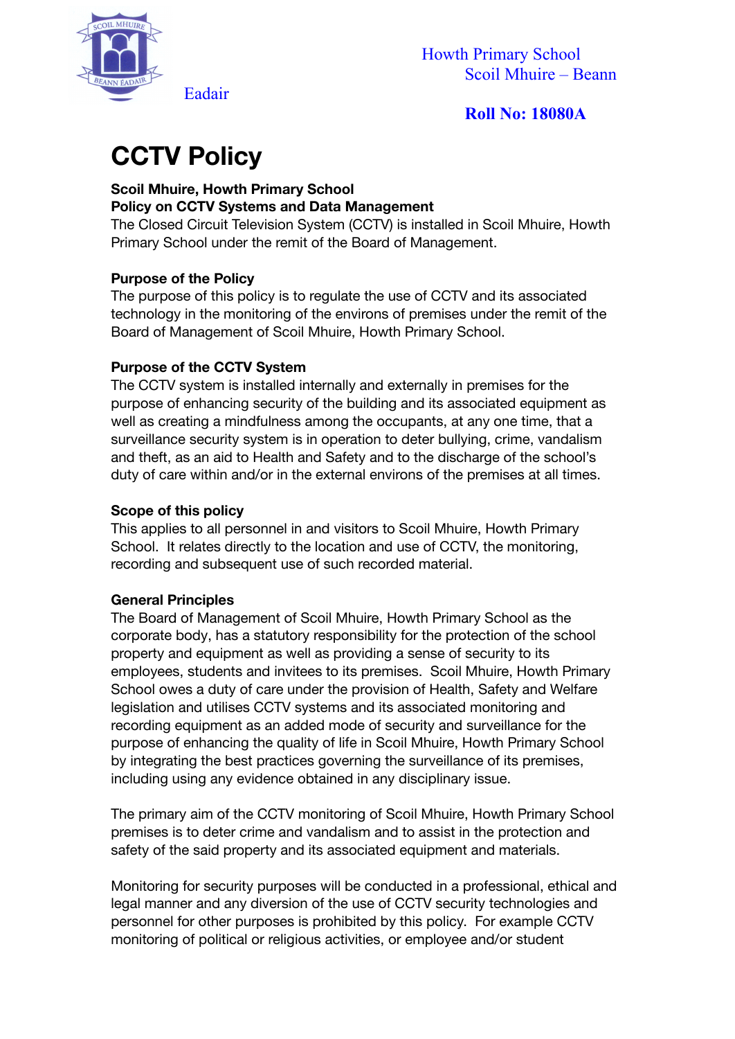Howth Primary School
Scoil Mhuire – Beann Eadair

**Roll No: 18080A**

# CCTV Policy

**Scoil Mhuire, Howth Primary School**
**Policy on CCTV Systems and Data Management**
The Closed Circuit Television System (CCTV) is installed in Scoil Mhuire, Howth Primary School under the remit of the Board of Management.

**Purpose of the Policy**
The purpose of this policy is to regulate the use of CCTV and its associated technology in the monitoring of the environs of premises under the remit of the Board of Management of Scoil Mhuire, Howth Primary School.

**Purpose of the CCTV System**
The CCTV system is installed internally and externally in premises for the purpose of enhancing security of the building and its associated equipment as well as creating a mindfulness among the occupants, at any one time, that a surveillance security system is in operation to deter bullying, crime, vandalism and theft, as an aid to Health and Safety and to the discharge of the school's duty of care within and/or in the external environs of the premises at all times.

**Scope of this policy**
This applies to all personnel in and visitors to Scoil Mhuire, Howth Primary School. It relates directly to the location and use of CCTV, the monitoring, recording and subsequent use of such recorded material.

**General Principles**
The Board of Management of Scoil Mhuire, Howth Primary School as the corporate body, has a statutory responsibility for the protection of the school property and equipment as well as providing a sense of security to its employees, students and invitees to its premises. Scoil Mhuire, Howth Primary School owes a duty of care under the provision of Health, Safety and Welfare legislation and utilises CCTV systems and its associated monitoring and recording equipment as an added mode of security and surveillance for the purpose of enhancing the quality of life in Scoil Mhuire, Howth Primary School by integrating the best practices governing the surveillance of its premises, including using any evidence obtained in any disciplinary issue.

The primary aim of the CCTV monitoring of Scoil Mhuire, Howth Primary School premises is to deter crime and vandalism and to assist in the protection and safety of the said property and its associated equipment and materials.

Monitoring for security purposes will be conducted in a professional, ethical and legal manner and any diversion of the use of CCTV security technologies and personnel for other purposes is prohibited by this policy. For example CCTV monitoring of political or religious activities, or employee and/or student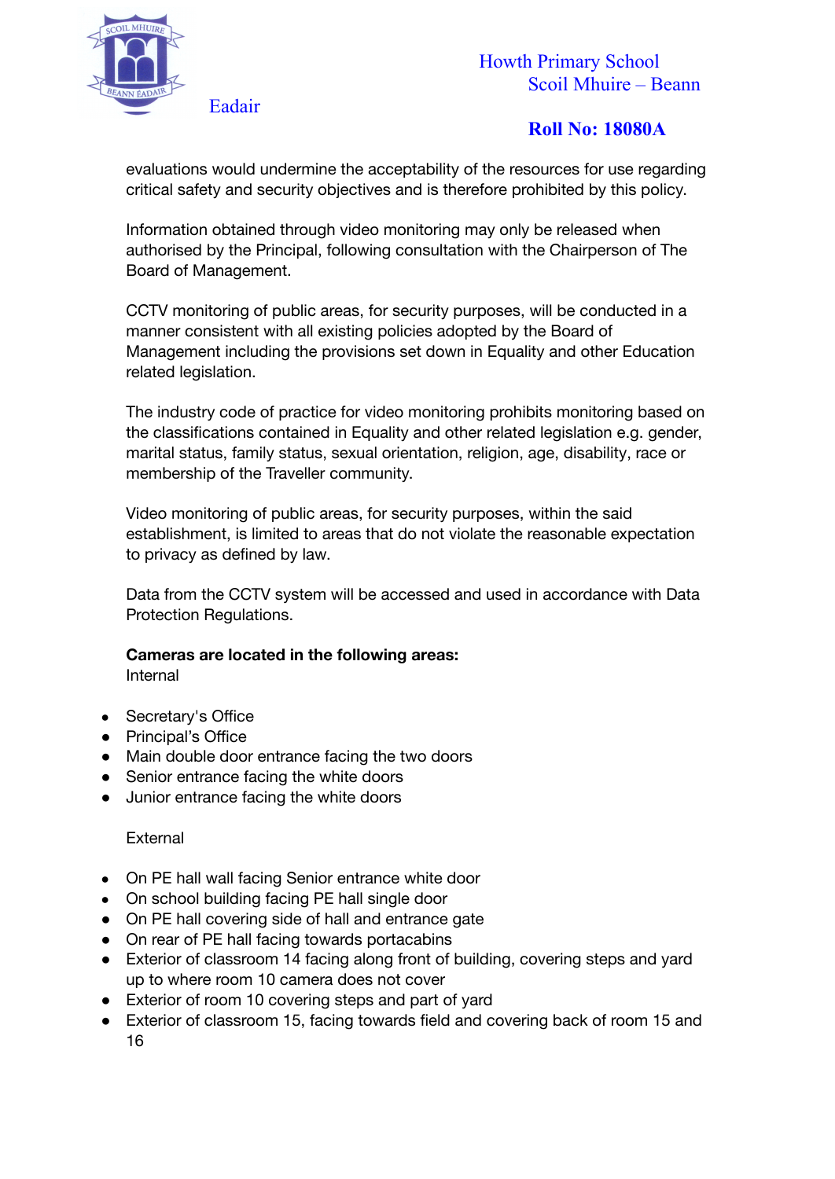evaluations would undermine the acceptability of the resources for use regarding critical safety and security objectives and is therefore prohibited by this policy.

Information obtained through video monitoring may only be released when authorised by the Principal, following consultation with the Chairperson of The Board of Management.

CCTV monitoring of public areas, for security purposes, will be conducted in a manner consistent with all existing policies adopted by the Board of Management including the provisions set down in Equality and other Education related legislation.

The industry code of practice for video monitoring prohibits monitoring based on the classifications contained in Equality and other related legislation e.g. gender, marital status, family status, sexual orientation, religion, age, disability, race or membership of the Traveller community.

Video monitoring of public areas, for security purposes, within the said establishment, is limited to areas that do not violate the reasonable expectation to privacy as defined by law.

Data from the CCTV system will be accessed and used in accordance with Data Protection Regulations.

**Cameras are located in the following areas:**
Internal

- Secretary's Office
- Principal's Office
- Main double door entrance facing the two doors
- Senior entrance facing the white doors
- Junior entrance facing the white doors

External

- On PE hall wall facing Senior entrance white door
- On school building facing PE hall single door
- On PE hall covering side of hall and entrance gate
- On rear of PE hall facing towards portacabins
- Exterior of classroom 14 facing along front of building, covering steps and yard up to where room 10 camera does not cover
- Exterior of room 10 covering steps and part of yard
- Exterior of classroom 15, facing towards field and covering back of room 15 and 16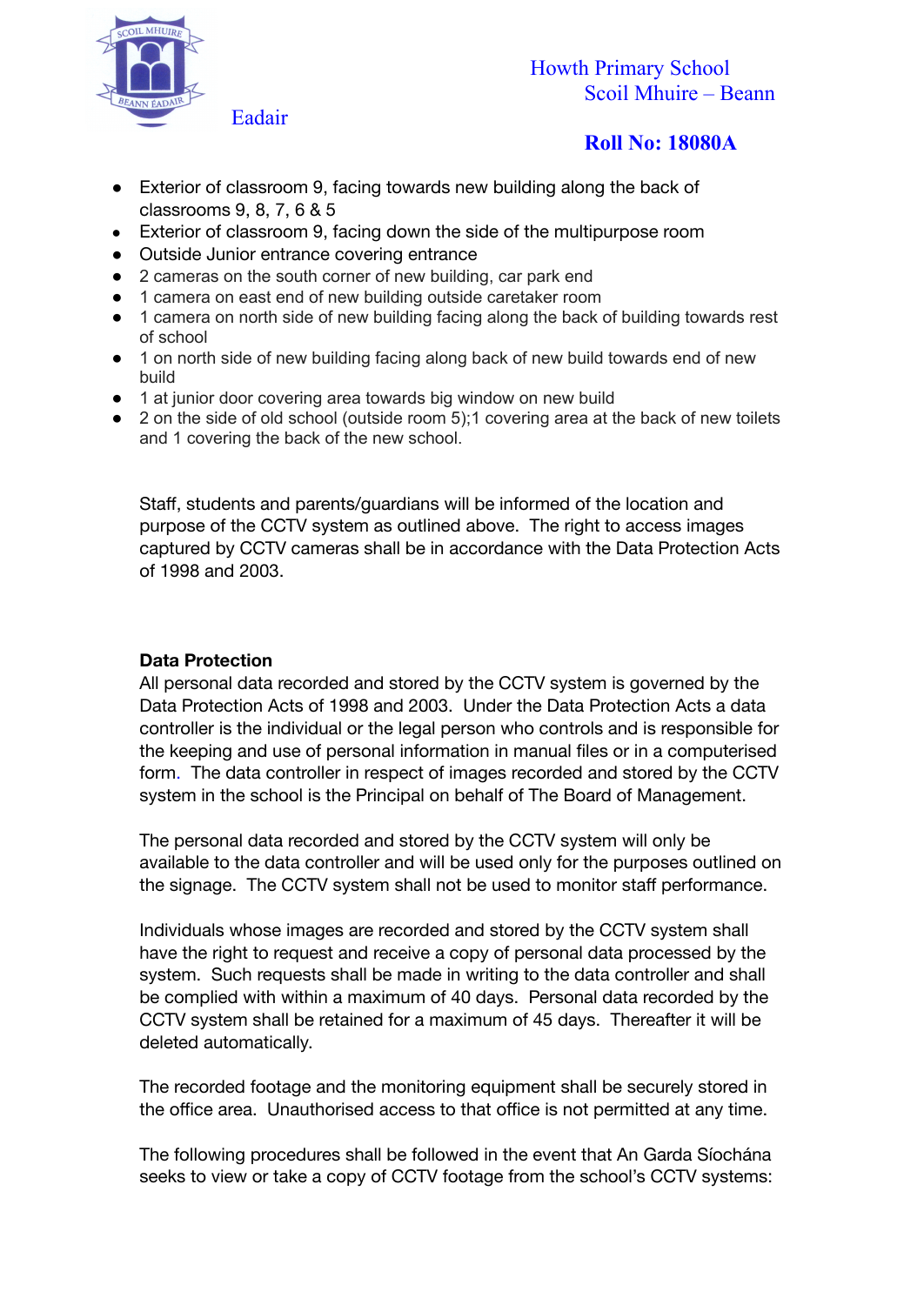- Exterior of classroom 9, facing towards new building along the back of classrooms 9, 8, 7, 6 & 5
- Exterior of classroom 9, facing down the side of the multipurpose room
- Outside Junior entrance covering entrance
- 2 cameras on the south corner of new building, car park end
- 1 camera on east end of new building outside caretaker room
- 1 camera on north side of new building facing along the back of building towards rest of school
- 1 on north side of new building facing along back of new build towards end of new build
- 1 at junior door covering area towards big window on new build
- 2 on the side of old school (outside room 5);1 covering area at the back of new toilets and 1 covering the back of the new school.

Staff, students and parents/guardians will be informed of the location and purpose of the CCTV system as outlined above. The right to access images captured by CCTV cameras shall be in accordance with the Data Protection Acts of 1998 and 2003.

**Data Protection**

All personal data recorded and stored by the CCTV system is governed by the Data Protection Acts of 1998 and 2003. Under the Data Protection Acts a data controller is the individual or the legal person who controls and is responsible for the keeping and use of personal information in manual files or in a computerised form. The data controller in respect of images recorded and stored by the CCTV system in the school is the Principal on behalf of The Board of Management.

The personal data recorded and stored by the CCTV system will only be available to the data controller and will be used only for the purposes outlined on the signage. The CCTV system shall not be used to monitor staff performance.

Individuals whose images are recorded and stored by the CCTV system shall have the right to request and receive a copy of personal data processed by the system. Such requests shall be made in writing to the data controller and shall be complied with within a maximum of 40 days. Personal data recorded by the CCTV system shall be retained for a maximum of 45 days. Thereafter it will be deleted automatically.

The recorded footage and the monitoring equipment shall be securely stored in the office area. Unauthorised access to that office is not permitted at any time.

The following procedures shall be followed in the event that An Garda Síochána seeks to view or take a copy of CCTV footage from the school's CCTV systems: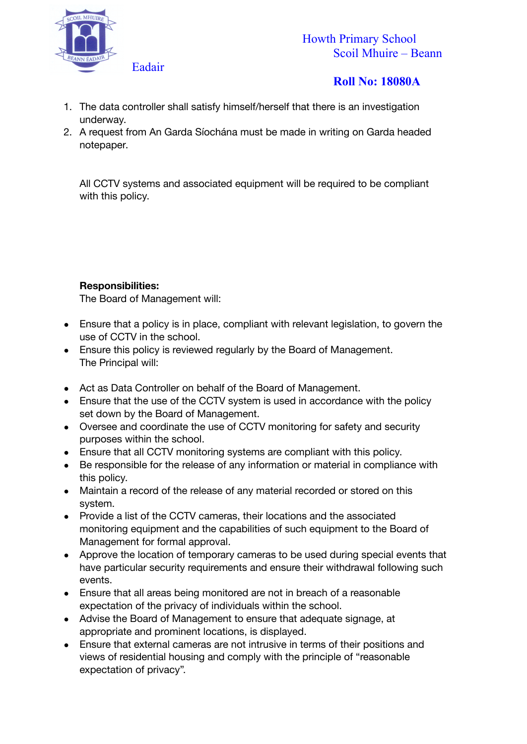1. The data controller shall satisfy himself/herself that there is an investigation underway.
2. A request from An Garda Síochána must be made in writing on Garda headed notepaper.

All CCTV systems and associated equipment will be required to be compliant with this policy.

**Responsibilities:**

The Board of Management will:

- Ensure that a policy is in place, compliant with relevant legislation, to govern the use of CCTV in the school.
- Ensure this policy is reviewed regularly by the Board of Management.

The Principal will:

- Act as Data Controller on behalf of the Board of Management.
- Ensure that the use of the CCTV system is used in accordance with the policy set down by the Board of Management.
- Oversee and coordinate the use of CCTV monitoring for safety and security purposes within the school.
- Ensure that all CCTV monitoring systems are compliant with this policy.
- Be responsible for the release of any information or material in compliance with this policy.
- Maintain a record of the release of any material recorded or stored on this system.
- Provide a list of the CCTV cameras, their locations and the associated monitoring equipment and the capabilities of such equipment to the Board of Management for formal approval.
- Approve the location of temporary cameras to be used during special events that have particular security requirements and ensure their withdrawal following such events.
- Ensure that all areas being monitored are not in breach of a reasonable expectation of the privacy of individuals within the school.
- Advise the Board of Management to ensure that adequate signage, at appropriate and prominent locations, is displayed.
- Ensure that external cameras are not intrusive in terms of their positions and views of residential housing and comply with the principle of "reasonable expectation of privacy".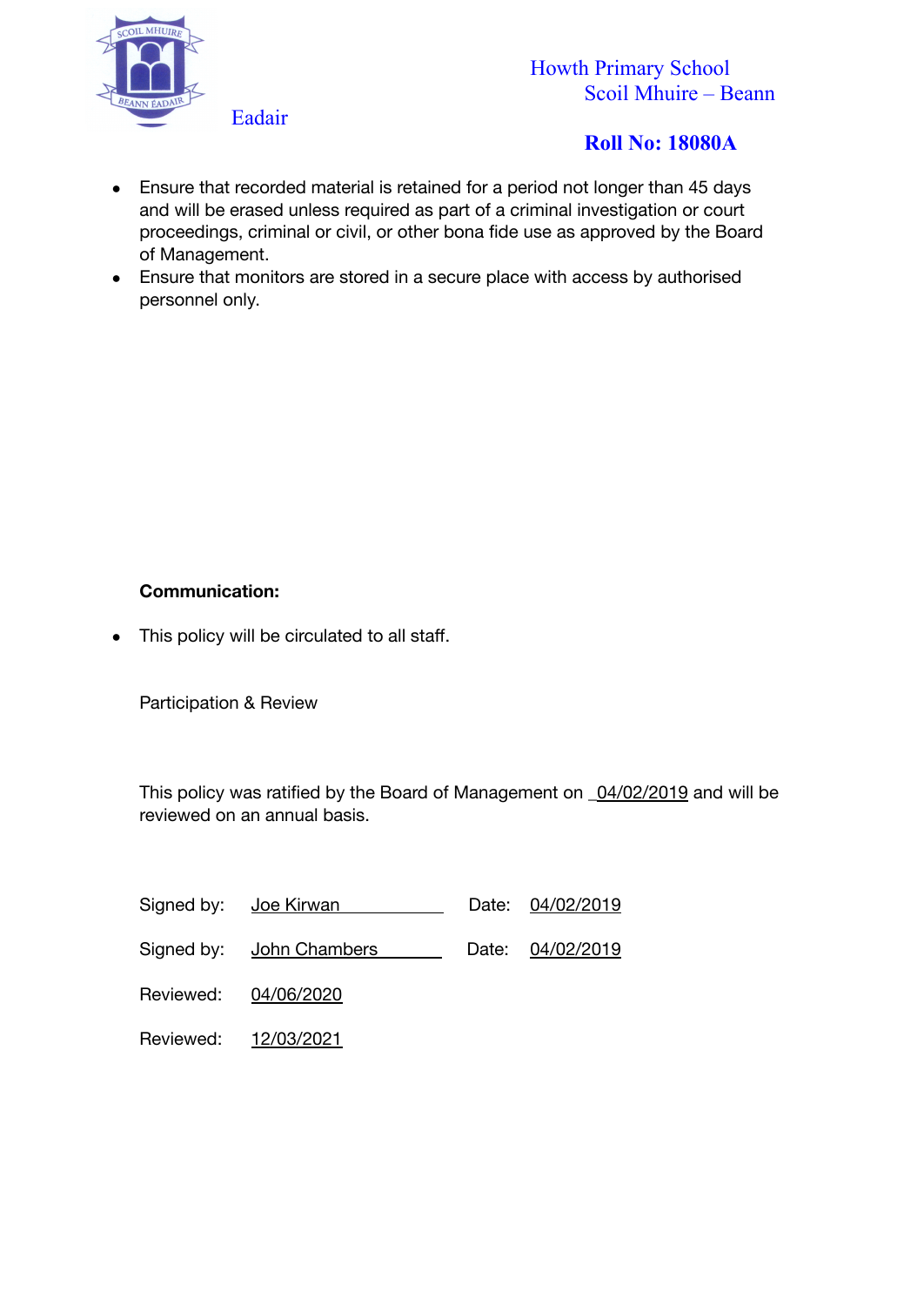- Ensure that recorded material is retained for a period not longer than 45 days and will be erased unless required as part of a criminal investigation or court proceedings, criminal or civil, or other bona fide use as approved by the Board of Management.
- Ensure that monitors are stored in a secure place with access by authorised personnel only.

**Communication:**

- This policy will be circulated to all staff.

Participation & Review

This policy was ratified by the Board of Management on 04/02/2019 and will be reviewed on an annual basis.

Signed by: Joe Kirwan Date: 04/02/2019

Signed by: John Chambers Date: 04/02/2019

Reviewed: 04/06/2020

Reviewed: 12/03/2021